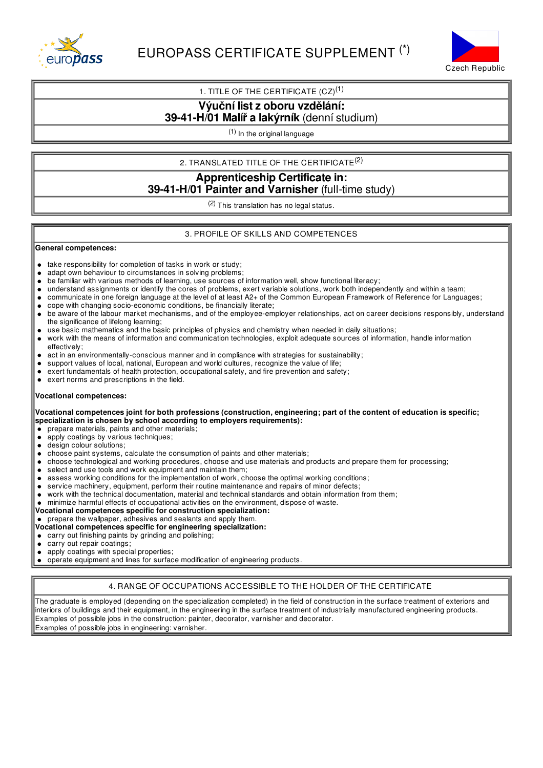# EUROPASS CERTIFICATE SUPPLEMENT (*)

Czech Republic

## 1. TITLE OF THE CERTIFICATE (CZ)[1]

**Výuční list z oboru vzdělání:**
**39-41-H/01 Malíř a lakýrník** (denní studium)

[1] In the original language

## 2. TRANSLATED TITLE OF THE CERTIFICATE[2]

**Apprenticeship Certificate in:**
**39-41-H/01 Painter and Varnisher** (full-time study)

[2] This translation has no legal status.

## 3. PROFILE OF SKILLS AND COMPETENCES

**General competences:**

- take responsibility for completion of tasks in work or study;
- adapt own behaviour to circumstances in solving problems;
- be familiar with various methods of learning, use sources of information well, show functional literacy;
- understand assignments or identify the cores of problems, exert variable solutions, work both independently and within a team;
- communicate in one foreign language at the level of at least A2+ of the Common European Framework of Reference for Languages;
- cope with changing socio-economic conditions, be financially literate;
- be aware of the labour market mechanisms, and of the employee-employer relationships, act on career decisions responsibly, understand the significance of lifelong learning;
- use basic mathematics and the basic principles of physics and chemistry when needed in daily situations;
- work with the means of information and communication technologies, exploit adequate sources of information, handle information effectively;
- act in an environmentally-conscious manner and in compliance with strategies for sustainability;
- support values of local, national, European and world cultures, recognize the value of life;
- exert fundamentals of health protection, occupational safety, and fire prevention and safety;
- exert norms and prescriptions in the field.

**Vocational competences:**

**Vocational competences joint for both professions (construction, engineering; part of the content of education is specific; specialization is chosen by school according to employers requirements):**

- prepare materials, paints and other materials;
- apply coatings by various techniques;
- design colour solutions;
- choose paint systems, calculate the consumption of paints and other materials;
- choose technological and working procedures, choose and use materials and products and prepare them for processing;
- select and use tools and work equipment and maintain them;
- assess working conditions for the implementation of work, choose the optimal working conditions;
- service machinery, equipment, perform their routine maintenance and repairs of minor defects;
- work with the technical documentation, material and technical standards and obtain information from them;
- minimize harmful effects of occupational activities on the environment, dispose of waste.

**Vocational competences specific for construction specialization:**

- prepare the wallpaper, adhesives and sealants and apply them.

**Vocational competences specific for engineering specialization:**

- carry out finishing paints by grinding and polishing;
- carry out repair coatings;
- apply coatings with special properties;
- operate equipment and lines for surface modification of engineering products.

## 4. RANGE OF OCCUPATIONS ACCESSIBLE TO THE HOLDER OF THE CERTIFICATE

The graduate is employed (depending on the specialization completed) in the field of construction in the surface treatment of exteriors and interiors of buildings and their equipment, in the engineering in the surface treatment of industrially manufactured engineering products.
Examples of possible jobs in the construction: painter, decorator, varnisher and decorator.
Examples of possible jobs in engineering: varnisher.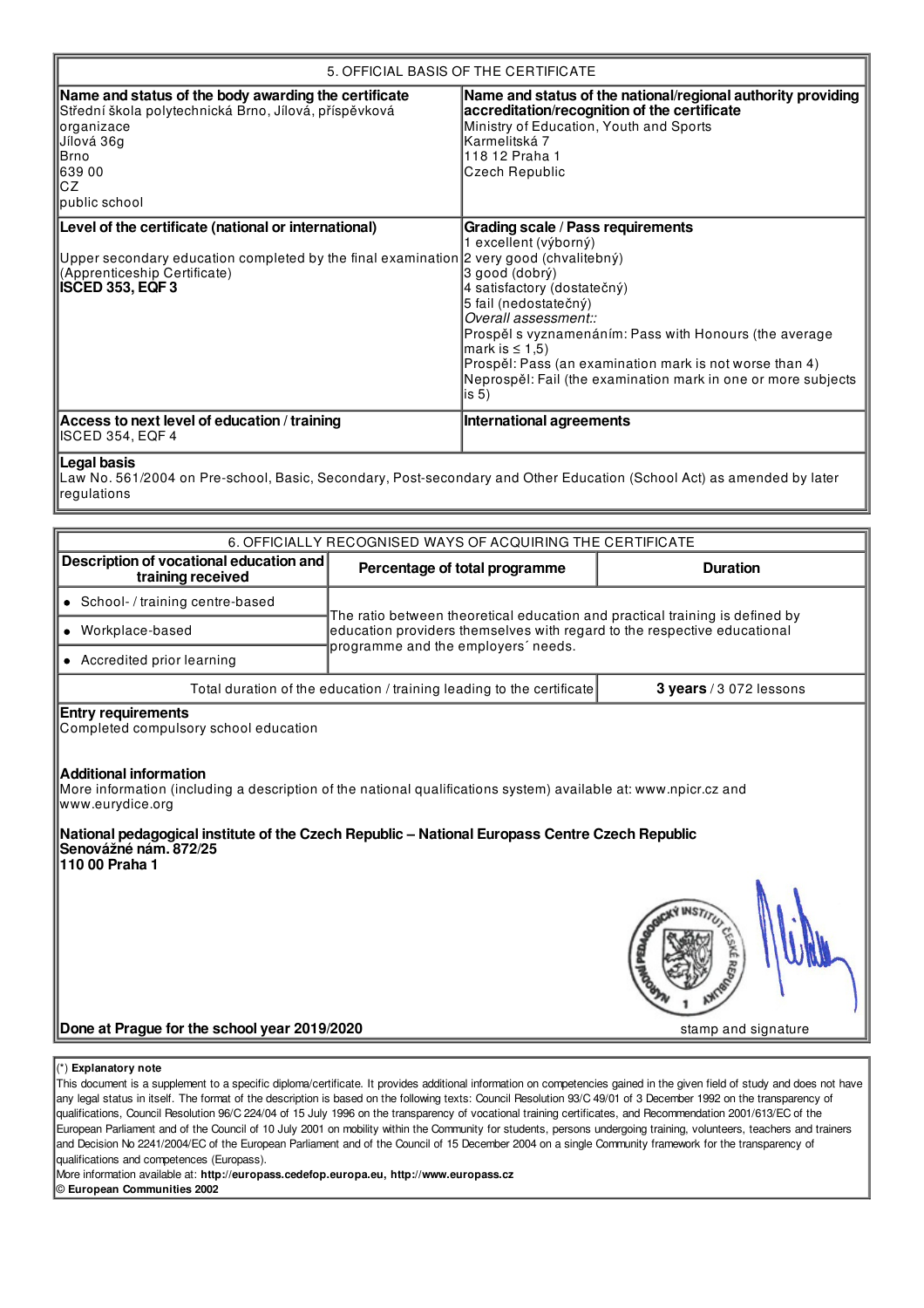## 5. OFFICIAL BASIS OF THE CERTIFICATE

| | |
|---|---|
| **Name and status of the body awarding the certificate**<br>Střední škola polytechnická Brno, Jílová, příspěvková organizace<br>Jílová 36g<br>Brno<br>639 00<br>CZ<br>public school | **Name and status of the national/regional authority providing accreditation/recognition of the certificate**<br>Ministry of Education, Youth and Sports<br>Karmelitská 7<br>118 12 Praha 1<br>Czech Republic |
| **Level of the certificate (national or international)**<br>Upper secondary education completed by the final examination (Apprenticeship Certificate)<br>**ISCED 353, EQF 3** | **Grading scale / Pass requirements**<br>1 excellent (výborný)<br>2 very good (chvalitebný)<br>3 good (dobrý)<br>4 satisfactory (dostatečný)<br>5 fail (nedostatečný)<br>*Overall assessment::*<br>Prospěl s vyznamenáním: Pass with Honours (the average mark is ≤ 1,5)<br>Prospěl: Pass (an examination mark is not worse than 4)<br>Neprospěl: Fail (the examination mark in one or more subjects is 5) |
| **Access to next level of education / training**<br>ISCED 354, EQF 4 | **International agreements** |

**Legal basis**
Law No. 561/2004 on Pre-school, Basic, Secondary, Post-secondary and Other Education (School Act) as amended by later regulations

## 6. OFFICIALLY RECOGNISED WAYS OF ACQUIRING THE CERTIFICATE

| Description of vocational education and training received | Percentage of total programme | Duration |
|---|---|---|
| • School- / training centre-based | The ratio between theoretical education and practical training is defined by education providers themselves with regard to the respective educational programme and the employers´ needs. | |
| • Workplace-based | | |
| • Accredited prior learning | | |
| Total duration of the education / training leading to the certificate | | **3 years** / 3 072 lessons |

**Entry requirements**
Completed compulsory school education

**Additional information**
More information (including a description of the national qualifications system) available at: www.npicr.cz and www.eurydice.org

**National pedagogical institute of the Czech Republic – National Europass Centre Czech Republic**
**Senovážné nám. 872/25**
**110 00 Praha 1**

**Done at Prague for the school year 2019/2020**

stamp and signature

(*) **Explanatory note**
This document is a supplement to a specific diploma/certificate. It provides additional information on competencies gained in the given field of study and does not have any legal status in itself. The format of the description is based on the following texts: Council Resolution 93/C 49/01 of 3 December 1992 on the transparency of qualifications, Council Resolution 96/C 224/04 of 15 July 1996 on the transparency of vocational training certificates, and Recommendation 2001/613/EC of the European Parliament and of the Council of 10 July 2001 on mobility within the Community for students, persons undergoing training, volunteers, teachers and trainers and Decision No 2241/2004/EC of the European Parliament and of the Council of 15 December 2004 on a single Community framework for the transparency of qualifications and competences (Europass).
More information available at: **http://europass.cedefop.europa.eu, http://www.europass.cz**
**© European Communities 2002**